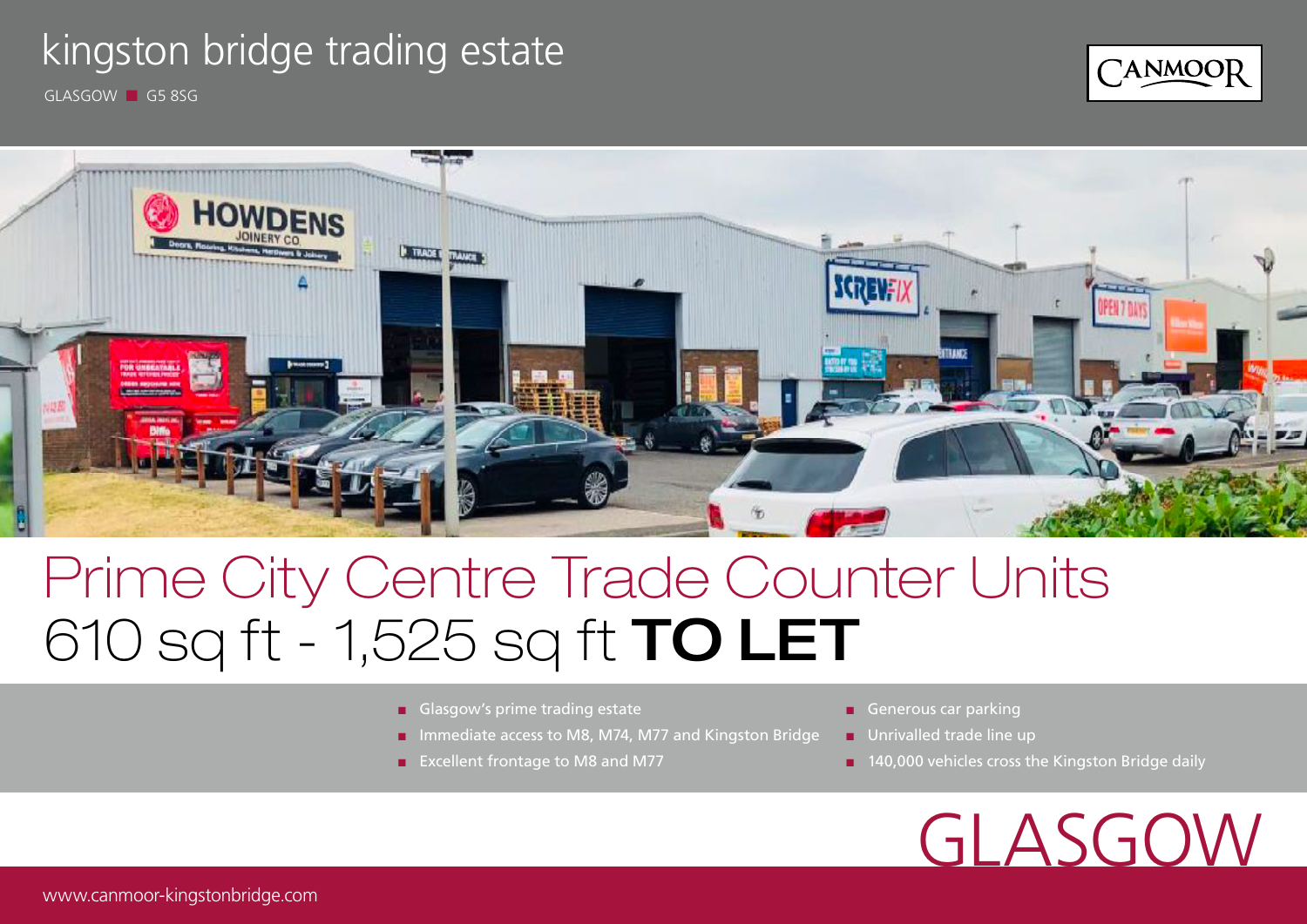# kingston bridge trading estate

GLASGOW ■ G5 8SG

CANMOOR

## Prime City Centre Trade Counter Units

## 610 sq ft - 1,525 sq ft **TO LET**

- Glasgow's prime trading estate
- Immediate access to M8, M74, M77 and Kingston Bridge
- Excellent frontage to M8 and M77
- Generous car parking
- Unrivalled trade line up
- 140,000 vehicles cross the Kingston Bridge daily

GLASGOW

www.canmoor-kingstonbridge.com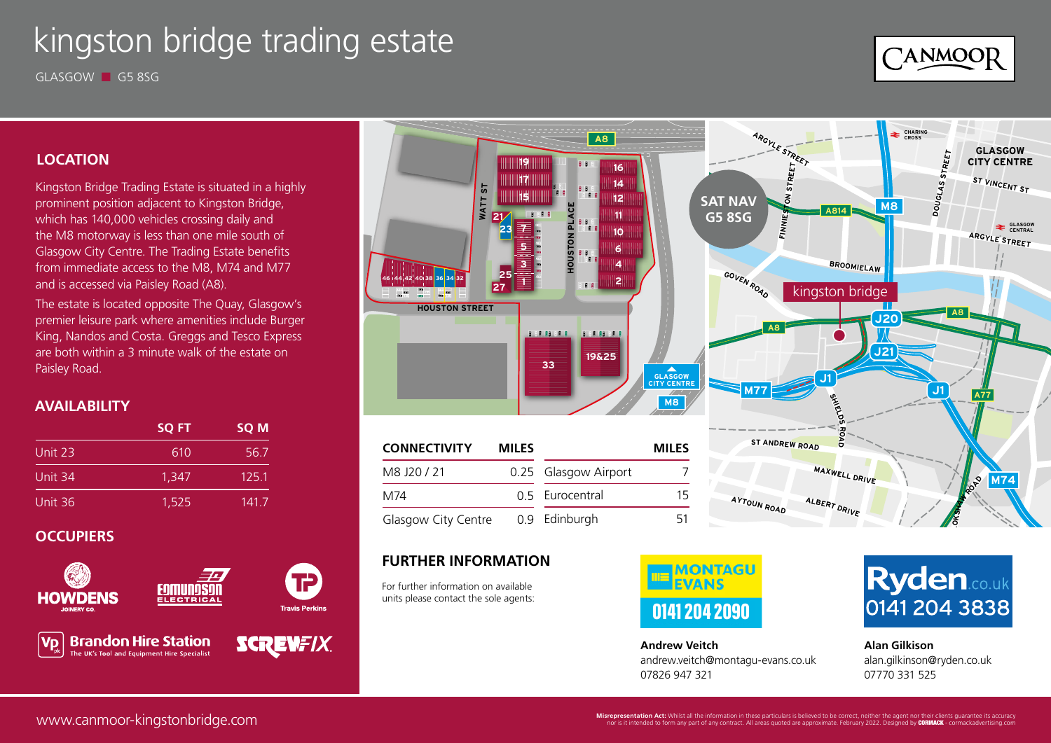# kingston bridge trading estate

GLASGOW ■ G5 8SG

CANMOOR

## LOCATION

Kingston Bridge Trading Estate is situated in a highly prominent position adjacent to Kingston Bridge, which has 140,000 vehicles crossing daily and the M8 motorway is less than one mile south of Glasgow City Centre. The Trading Estate benefits from immediate access to the M8, M74 and M77 and is accessed via Paisley Road (A8).

The estate is located opposite The Quay, Glasgow's premier leisure park where amenities include Burger King, Nandos and Costa. Greggs and Tesco Express are both within a 3 minute walk of the estate on Paisley Road.

## AVAILABILITY

| | SQ FT | SQ M |
|---|---|---|
| Unit 23 | 610 | 56.7 |
| Unit 34 | 1,347 | 125.1 |
| Unit 36 | 1,525 | 141.7 |

## OCCUPIERS

HOWDENS JOINERY CO.

EDMUNDSON ELECTRICAL

Travis Perkins

Vp Brandon Hire Station The UK's Tool and Equipment Hire Specialist

SCREWFIX

SAT NAV G5 8SG

| CONNECTIVITY | MILES | | MILES |
|---|---|---|---|
| M8 J20 / 21 | 0.25 | Glasgow Airport | 7 |
| M74 | 0.5 | Eurocentral | 15 |
| Glasgow City Centre | 0.9 | Edinburgh | 51 |

## FURTHER INFORMATION

For further information on available units please contact the sole agents:

MONTAGU EVANS
0141 204 2090

**Andrew Veitch**
andrew.veitch@montagu-evans.co.uk
07826 947 321

Ryden.co.uk
0141 204 3838

**Alan Gilkison**
alan.gilkison@ryden.co.uk
07770 331 525

www.canmoor-kingstonbridge.com

**Misrepresentation Act:** Whilst all the information in these particulars is believed to be correct, neither the agent nor their clients guarantee its accuracy nor is it intended to form any part of any contract. All areas quoted are approximate. February 2022. Designed by CORMACK - cormackadvertising.com